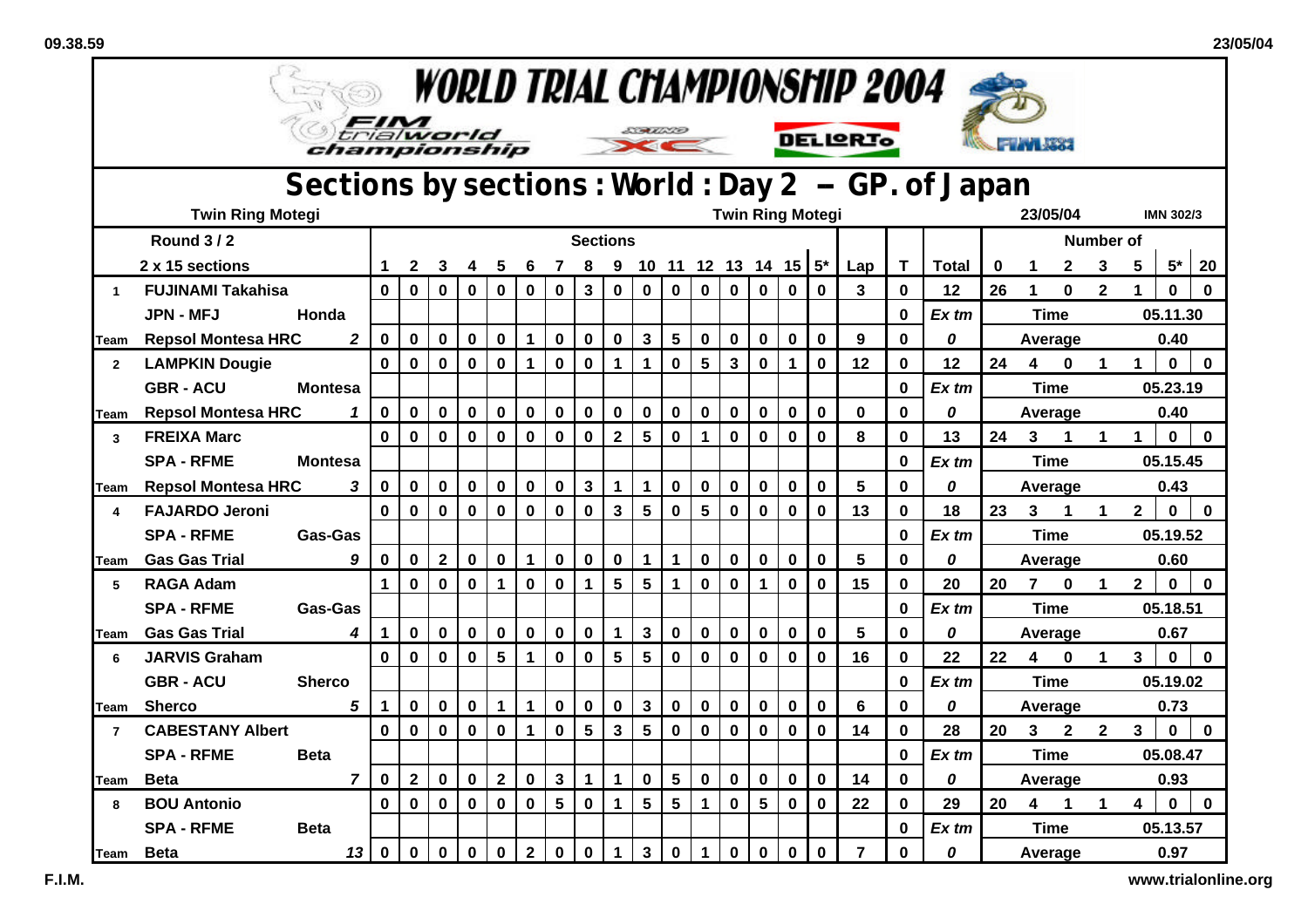# WORLD TRIAL CHAMPIONSHIP 2004

FIM trial world championship

## Sections by sections : World : Day 2 – GP. of Japan

Twin Ring Motegi — Twin Ring Motegi — 23/05/04 — IMN 302/3

| | Round 3 / 2 | | 1 | 2 | 3 | 4 | 5 | 6 | 7 | 8 | 9 | 10 | 11 | 12 | 13 | 14 | 15 | 5* | Lap | T | Total | 0 | 1 | 2 | 3 | 5 | 5* | 20 |
|---|---|---|---|---|---|---|---|---|---|---|---|---|---|---|---|---|---|---|---|---|---|---|---|---|---|---|---|---|
| | 2 x 15 sections | | | | | | | | | | | | | | | | | | | | | | | | | | | |
| 1 | FUJINAMI Takahisa | | 0 | 0 | 0 | 0 | 0 | 0 | 0 | 3 | 0 | 0 | 0 | 0 | 0 | 0 | 0 | 0 | 3 | 0 | 12 | 26 | 1 | 0 | 2 | 1 | 0 | 0 |
| | JPN - MFJ | Honda | | | | | | | | | | | | | | | | | | 0 | Ex tm | | Time | | | | 05.11.30 | |
| Team | Repsol Montesa HRC | 2 | 0 | 0 | 0 | 0 | 0 | 1 | 0 | 0 | 0 | 3 | 5 | 0 | 0 | 0 | 0 | 0 | 9 | 0 | 0 | | Average | | | | 0.40 | |
| 2 | LAMPKIN Dougie | | 0 | 0 | 0 | 0 | 0 | 1 | 0 | 0 | 1 | 1 | 0 | 5 | 3 | 0 | 1 | 0 | 12 | 0 | 12 | 24 | 4 | 0 | 1 | 1 | 0 | 0 |
| | GBR - ACU | Montesa | | | | | | | | | | | | | | | | | | 0 | Ex tm | | Time | | | | 05.23.19 | |
| Team | Repsol Montesa HRC | 1 | 0 | 0 | 0 | 0 | 0 | 0 | 0 | 0 | 0 | 0 | 0 | 0 | 0 | 0 | 0 | 0 | 0 | 0 | 0 | | Average | | | | 0.40 | |
| 3 | FREIXA Marc | | 0 | 0 | 0 | 0 | 0 | 0 | 0 | 0 | 2 | 5 | 0 | 1 | 0 | 0 | 0 | 0 | 8 | 0 | 13 | 24 | 3 | 1 | 1 | 1 | 0 | 0 |
| | SPA - RFME | Montesa | | | | | | | | | | | | | | | | | | 0 | Ex tm | | Time | | | | 05.15.45 | |
| Team | Repsol Montesa HRC | 3 | 0 | 0 | 0 | 0 | 0 | 0 | 0 | 3 | 1 | 1 | 0 | 0 | 0 | 0 | 0 | 0 | 5 | 0 | 0 | | Average | | | | 0.43 | |
| 4 | FAJARDO Jeroni | | 0 | 0 | 0 | 0 | 0 | 0 | 0 | 0 | 3 | 5 | 0 | 5 | 0 | 0 | 0 | 0 | 13 | 0 | 18 | 23 | 3 | 1 | 1 | 2 | 0 | 0 |
| | SPA - RFME | Gas-Gas | | | | | | | | | | | | | | | | | | 0 | Ex tm | | Time | | | | 05.19.52 | |
| Team | Gas Gas Trial | 9 | 0 | 0 | 2 | 0 | 0 | 1 | 0 | 0 | 0 | 1 | 1 | 0 | 0 | 0 | 0 | 0 | 5 | 0 | 0 | | Average | | | | 0.60 | |
| 5 | RAGA Adam | | 1 | 0 | 0 | 0 | 1 | 0 | 0 | 1 | 5 | 5 | 1 | 0 | 0 | 1 | 0 | 0 | 15 | 0 | 20 | 20 | 7 | 0 | 1 | 2 | 0 | 0 |
| | SPA - RFME | Gas-Gas | | | | | | | | | | | | | | | | | | 0 | Ex tm | | Time | | | | 05.18.51 | |
| Team | Gas Gas Trial | 4 | 1 | 0 | 0 | 0 | 0 | 0 | 0 | 0 | 1 | 3 | 0 | 0 | 0 | 0 | 0 | 0 | 5 | 0 | 0 | | Average | | | | 0.67 | |
| 6 | JARVIS Graham | | 0 | 0 | 0 | 0 | 5 | 1 | 0 | 0 | 5 | 5 | 0 | 0 | 0 | 0 | 0 | 0 | 16 | 0 | 22 | 22 | 4 | 0 | 1 | 3 | 0 | 0 |
| | GBR - ACU | Sherco | | | | | | | | | | | | | | | | | | 0 | Ex tm | | Time | | | | 05.19.02 | |
| Team | Sherco | 5 | 1 | 0 | 0 | 0 | 1 | 1 | 0 | 0 | 0 | 3 | 0 | 0 | 0 | 0 | 0 | 0 | 6 | 0 | 0 | | Average | | | | 0.73 | |
| 7 | CABESTANY Albert | | 0 | 0 | 0 | 0 | 0 | 1 | 0 | 5 | 3 | 5 | 0 | 0 | 0 | 0 | 0 | 0 | 14 | 0 | 28 | 20 | 3 | 2 | 2 | 3 | 0 | 0 |
| | SPA - RFME | Beta | | | | | | | | | | | | | | | | | | 0 | Ex tm | | Time | | | | 05.08.47 | |
| Team | Beta | 7 | 0 | 2 | 0 | 0 | 2 | 0 | 3 | 1 | 1 | 0 | 5 | 0 | 0 | 0 | 0 | 0 | 14 | 0 | 0 | | Average | | | | 0.93 | |
| 8 | BOU Antonio | | 0 | 0 | 0 | 0 | 0 | 0 | 5 | 0 | 1 | 5 | 5 | 1 | 0 | 5 | 0 | 0 | 22 | 0 | 29 | 20 | 4 | 1 | 1 | 4 | 0 | 0 |
| | SPA - RFME | Beta | | | | | | | | | | | | | | | | | | 0 | Ex tm | | Time | | | | 05.13.57 | |
| Team | Beta | 13 | 0 | 0 | 0 | 0 | 0 | 2 | 0 | 0 | 1 | 3 | 0 | 1 | 0 | 0 | 0 | 0 | 7 | 0 | 0 | | Average | | | | 0.97 | |

F.I.M. — www.trialonline.org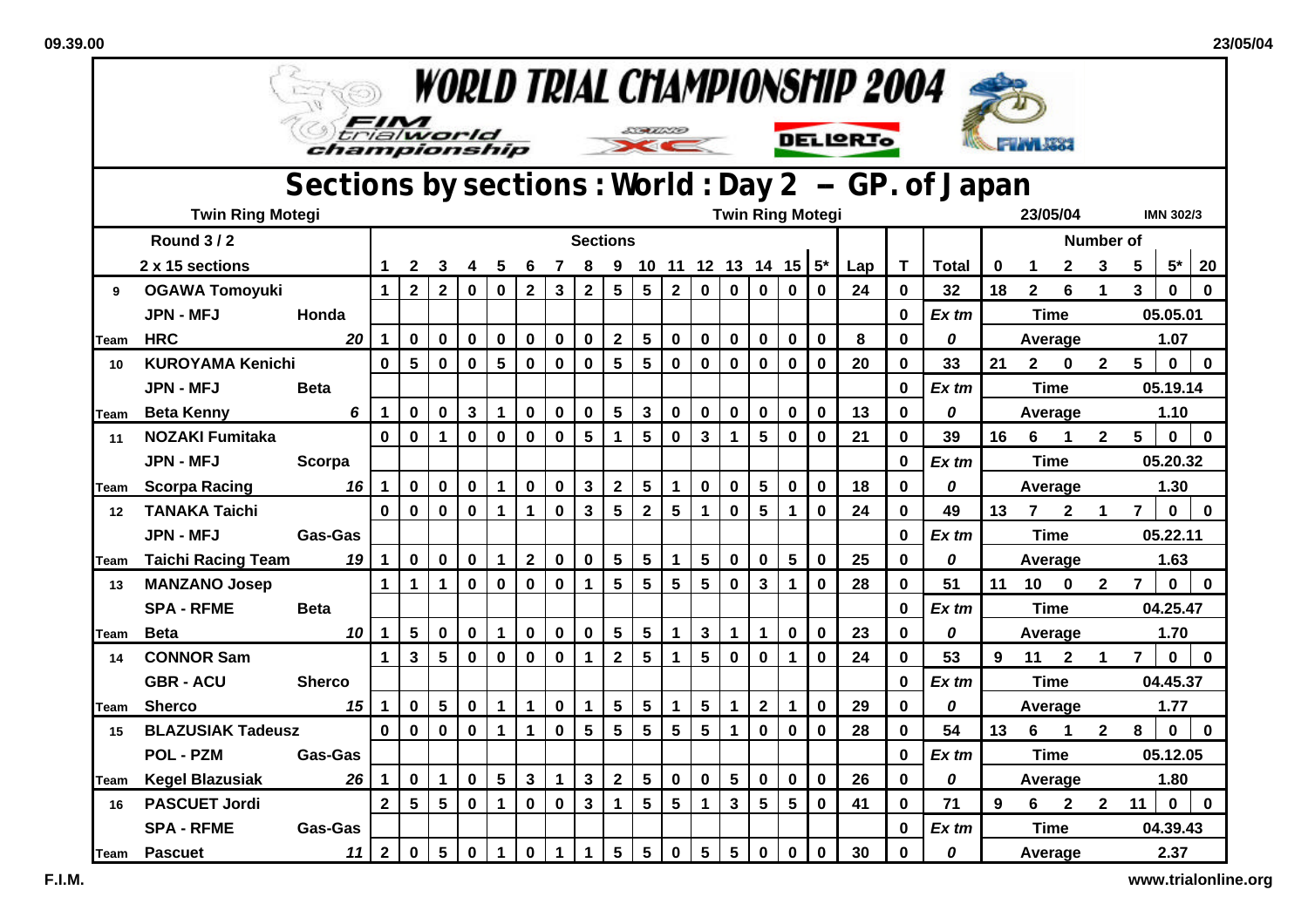# WORLD TRIAL CHAMPIONSHIP 2004

## Sections by sections : World : Day 2 – GP. of Japan

Twin Ring Motegi | Twin Ring Motegi | 23/05/04 | IMN 302/3

| | Round 3 / 2 | | | Sections | | | | | | | | | | | | | | | | | | | Number of | | | | | | |
|---|---|---|---|---|---|---|---|---|---|---|---|---|---|---|---|---|---|---|---|---|---|---|---|---|---|---|---|---|---|
| | 2 x 15 sections | | | 1 | 2 | 3 | 4 | 5 | 6 | 7 | 8 | 9 | 10 | 11 | 12 | 13 | 14 | 15 | 5* | Lap | T | Total | 0 | 1 | 2 | 3 | 5 | 5* | 20 |
| 9 | OGAWA Tomoyuki | | | 1 | 2 | 2 | 0 | 0 | 2 | 3 | 2 | 5 | 5 | 2 | 0 | 0 | 0 | 0 | 0 | 24 | 0 | 32 | 18 | 2 | 6 | 1 | 3 | 0 | 0 |
| | JPN - MFJ | Honda | | | | | | | | | | | | | | | | | | | 0 | Ex tm | Time | | | | 05.05.01 | | |
| Team | HRC | | 20 | 1 | 0 | 0 | 0 | 0 | 0 | 0 | 0 | 2 | 5 | 0 | 0 | 0 | 0 | 0 | 0 | 8 | 0 | 0 | Average | | | | 1.07 | | |
| 10 | KUROYAMA Kenichi | | | 0 | 5 | 0 | 0 | 5 | 0 | 0 | 0 | 5 | 5 | 0 | 0 | 0 | 0 | 0 | 0 | 20 | 0 | 33 | 21 | 2 | 0 | 2 | 5 | 0 | 0 |
| | JPN - MFJ | Beta | | | | | | | | | | | | | | | | | | | 0 | Ex tm | Time | | | | 05.19.14 | | |
| Team | Beta Kenny | | 6 | 1 | 0 | 0 | 3 | 1 | 0 | 0 | 0 | 5 | 3 | 0 | 0 | 0 | 0 | 0 | 0 | 13 | 0 | 0 | Average | | | | 1.10 | | |
| 11 | NOZAKI Fumitaka | | | 0 | 0 | 1 | 0 | 0 | 0 | 0 | 5 | 1 | 5 | 0 | 3 | 1 | 5 | 0 | 0 | 21 | 0 | 39 | 16 | 6 | 1 | 2 | 5 | 0 | 0 |
| | JPN - MFJ | Scorpa | | | | | | | | | | | | | | | | | | | 0 | Ex tm | Time | | | | 05.20.32 | | |
| Team | Scorpa Racing | | 16 | 1 | 0 | 0 | 0 | 1 | 0 | 0 | 3 | 2 | 5 | 1 | 0 | 0 | 5 | 0 | 0 | 18 | 0 | 0 | Average | | | | 1.30 | | |
| 12 | TANAKA Taichi | | | 0 | 0 | 0 | 0 | 1 | 1 | 0 | 3 | 5 | 2 | 5 | 1 | 0 | 5 | 1 | 0 | 24 | 0 | 49 | 13 | 7 | 2 | 1 | 7 | 0 | 0 |
| | JPN - MFJ | Gas-Gas | | | | | | | | | | | | | | | | | | | 0 | Ex tm | Time | | | | 05.22.11 | | |
| Team | Taichi Racing Team | | 19 | 1 | 0 | 0 | 0 | 1 | 2 | 0 | 0 | 5 | 5 | 1 | 5 | 0 | 0 | 5 | 0 | 25 | 0 | 0 | Average | | | | 1.63 | | |
| 13 | MANZANO Josep | | | 1 | 1 | 1 | 0 | 0 | 0 | 0 | 1 | 5 | 5 | 5 | 5 | 0 | 3 | 1 | 0 | 28 | 0 | 51 | 11 | 10 | 0 | 2 | 7 | 0 | 0 |
| | SPA - RFME | Beta | | | | | | | | | | | | | | | | | | | 0 | Ex tm | Time | | | | 04.25.47 | | |
| Team | Beta | | 10 | 1 | 5 | 0 | 0 | 1 | 0 | 0 | 0 | 5 | 5 | 1 | 3 | 1 | 1 | 0 | 0 | 23 | 0 | 0 | Average | | | | 1.70 | | |
| 14 | CONNOR Sam | | | 1 | 3 | 5 | 0 | 0 | 0 | 0 | 1 | 2 | 5 | 1 | 5 | 0 | 0 | 1 | 0 | 24 | 0 | 53 | 9 | 11 | 2 | 1 | 7 | 0 | 0 |
| | GBR - ACU | Sherco | | | | | | | | | | | | | | | | | | | 0 | Ex tm | Time | | | | 04.45.37 | | |
| Team | Sherco | | 15 | 1 | 0 | 5 | 0 | 1 | 1 | 0 | 1 | 5 | 5 | 1 | 5 | 1 | 2 | 1 | 0 | 29 | 0 | 0 | Average | | | | 1.77 | | |
| 15 | BLAZUSIAK Tadeusz | | | 0 | 0 | 0 | 0 | 1 | 1 | 0 | 5 | 5 | 5 | 5 | 5 | 1 | 0 | 0 | 0 | 28 | 0 | 54 | 13 | 6 | 1 | 2 | 8 | 0 | 0 |
| | POL - PZM | Gas-Gas | | | | | | | | | | | | | | | | | | | 0 | Ex tm | Time | | | | 05.12.05 | | |
| Team | Kegel Blazusiak | | 26 | 1 | 0 | 1 | 0 | 5 | 3 | 1 | 3 | 2 | 5 | 0 | 0 | 5 | 0 | 0 | 0 | 26 | 0 | 0 | Average | | | | 1.80 | | |
| 16 | PASCUET Jordi | | | 2 | 5 | 5 | 0 | 1 | 0 | 0 | 3 | 1 | 5 | 5 | 1 | 3 | 5 | 5 | 0 | 41 | 0 | 71 | 9 | 6 | 2 | 2 | 11 | 0 | 0 |
| | SPA - RFME | Gas-Gas | | | | | | | | | | | | | | | | | | | 0 | Ex tm | Time | | | | 04.39.43 | | |
| Team | Pascuet | | 11 | 2 | 0 | 5 | 0 | 1 | 0 | 1 | 1 | 5 | 5 | 0 | 5 | 5 | 0 | 0 | 0 | 30 | 0 | 0 | Average | | | | 2.37 | | |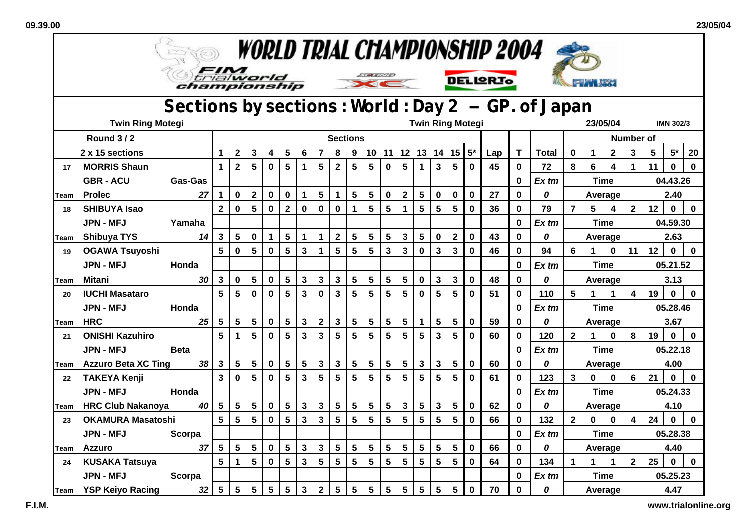# WORLD TRIAL CHAMPIONSHIP 2004

## Sections by sections : World : Day 2 – GP. of Japan

Twin Ring Motegi | Twin Ring Motegi | 23/05/04 | IMN 302/3

| | Round 3 / 2 | | Sections | | | | | | | | | | | | | | | | | | | Number of | | | | | | |
|---|---|---|---|---|---|---|---|---|---|---|---|---|---|---|---|---|---|---|---|---|---|---|---|---|---|---|---|---|
| | 2 x 15 sections | | 1 | 2 | 3 | 4 | 5 | 6 | 7 | 8 | 9 | 10 | 11 | 12 | 13 | 14 | 15 | 5* | Lap | T | Total | 0 | 1 | 2 | 3 | 5 | 5* | 20 |
| 17 | MORRIS Shaun | | 1 | 2 | 5 | 0 | 5 | 1 | 5 | 2 | 5 | 5 | 0 | 5 | 1 | 3 | 5 | 0 | 45 | 0 | 72 | 8 | 6 | 4 | 1 | 11 | 0 | 0 |
| | GBR - ACU | Gas-Gas | | | | | | | | | | | | | | | | | | 0 | Ex tm | Time | | | | 04.43.26 | | |
| Team | Prolec | 27 | 1 | 0 | 2 | 0 | 0 | 1 | 5 | 1 | 5 | 5 | 0 | 2 | 5 | 0 | 0 | 0 | 27 | 0 | 0 | Average | | | | 2.40 | | |
| 18 | SHIBUYA Isao | | 2 | 0 | 5 | 0 | 2 | 0 | 0 | 0 | 1 | 5 | 5 | 1 | 5 | 5 | 5 | 0 | 36 | 0 | 79 | 7 | 5 | 4 | 2 | 12 | 0 | 0 |
| | JPN - MFJ | Yamaha | | | | | | | | | | | | | | | | | | 0 | Ex tm | Time | | | | 04.59.30 | | |
| Team | Shibuya TYS | 14 | 3 | 5 | 0 | 1 | 5 | 1 | 1 | 2 | 5 | 5 | 5 | 3 | 5 | 0 | 2 | 0 | 43 | 0 | 0 | Average | | | | 2.63 | | |
| 19 | OGAWA Tsuyoshi | | 5 | 0 | 5 | 0 | 5 | 3 | 1 | 5 | 5 | 5 | 3 | 3 | 0 | 3 | 3 | 0 | 46 | 0 | 94 | 6 | 1 | 0 | 11 | 12 | 0 | 0 |
| | JPN - MFJ | Honda | | | | | | | | | | | | | | | | | | 0 | Ex tm | Time | | | | 05.21.52 | | |
| Team | Mitani | 30 | 3 | 0 | 5 | 0 | 5 | 3 | 3 | 3 | 5 | 5 | 5 | 5 | 0 | 3 | 3 | 0 | 48 | 0 | 0 | Average | | | | 3.13 | | |
| 20 | IUCHI Masataro | | 5 | 5 | 0 | 0 | 5 | 3 | 0 | 3 | 5 | 5 | 5 | 5 | 0 | 5 | 5 | 0 | 51 | 0 | 110 | 5 | 1 | 1 | 4 | 19 | 0 | 0 |
| | JPN - MFJ | Honda | | | | | | | | | | | | | | | | | | 0 | Ex tm | Time | | | | 05.28.46 | | |
| Team | HRC | 25 | 5 | 5 | 5 | 0 | 5 | 3 | 2 | 3 | 5 | 5 | 5 | 5 | 1 | 5 | 5 | 0 | 59 | 0 | 0 | Average | | | | 3.67 | | |
| 21 | ONISHI Kazuhiro | | 5 | 1 | 5 | 0 | 5 | 3 | 3 | 5 | 5 | 5 | 5 | 5 | 5 | 3 | 5 | 0 | 60 | 0 | 120 | 2 | 1 | 0 | 8 | 19 | 0 | 0 |
| | JPN - MFJ | Beta | | | | | | | | | | | | | | | | | | 0 | Ex tm | Time | | | | 05.22.18 | | |
| Team | Azzuro Beta XC Ting | 38 | 3 | 5 | 5 | 0 | 5 | 5 | 3 | 3 | 5 | 5 | 5 | 5 | 3 | 3 | 5 | 0 | 60 | 0 | 0 | Average | | | | 4.00 | | |
| 22 | TAKEYA Kenji | | 3 | 0 | 5 | 0 | 5 | 3 | 5 | 5 | 5 | 5 | 5 | 5 | 5 | 5 | 5 | 0 | 61 | 0 | 123 | 3 | 0 | 0 | 6 | 21 | 0 | 0 |
| | JPN - MFJ | Honda | | | | | | | | | | | | | | | | | | 0 | Ex tm | Time | | | | 05.24.33 | | |
| Team | HRC Club Nakanoya | 40 | 5 | 5 | 5 | 0 | 5 | 3 | 3 | 5 | 5 | 5 | 5 | 3 | 5 | 3 | 5 | 0 | 62 | 0 | 0 | Average | | | | 4.10 | | |
| 23 | OKAMURA Masatoshi | | 5 | 5 | 5 | 0 | 5 | 3 | 3 | 5 | 5 | 5 | 5 | 5 | 5 | 5 | 5 | 0 | 66 | 0 | 132 | 2 | 0 | 0 | 4 | 24 | 0 | 0 |
| | JPN - MFJ | Scorpa | | | | | | | | | | | | | | | | | | 0 | Ex tm | Time | | | | 05.28.38 | | |
| Team | Azzuro | 37 | 5 | 5 | 5 | 0 | 5 | 3 | 3 | 5 | 5 | 5 | 5 | 5 | 5 | 5 | 5 | 0 | 66 | 0 | 0 | Average | | | | 4.40 | | |
| 24 | KUSAKA Tatsuya | | 5 | 1 | 5 | 0 | 5 | 3 | 5 | 5 | 5 | 5 | 5 | 5 | 5 | 5 | 5 | 0 | 64 | 0 | 134 | 1 | 1 | 1 | 2 | 25 | 0 | 0 |
| | JPN - MFJ | Scorpa | | | | | | | | | | | | | | | | | | 0 | Ex tm | Time | | | | 05.25.23 | | |
| Team | YSP Keiyo Racing | 32 | 5 | 5 | 5 | 5 | 5 | 3 | 2 | 5 | 5 | 5 | 5 | 5 | 5 | 5 | 5 | 0 | 70 | 0 | 0 | Average | | | | 4.47 | | |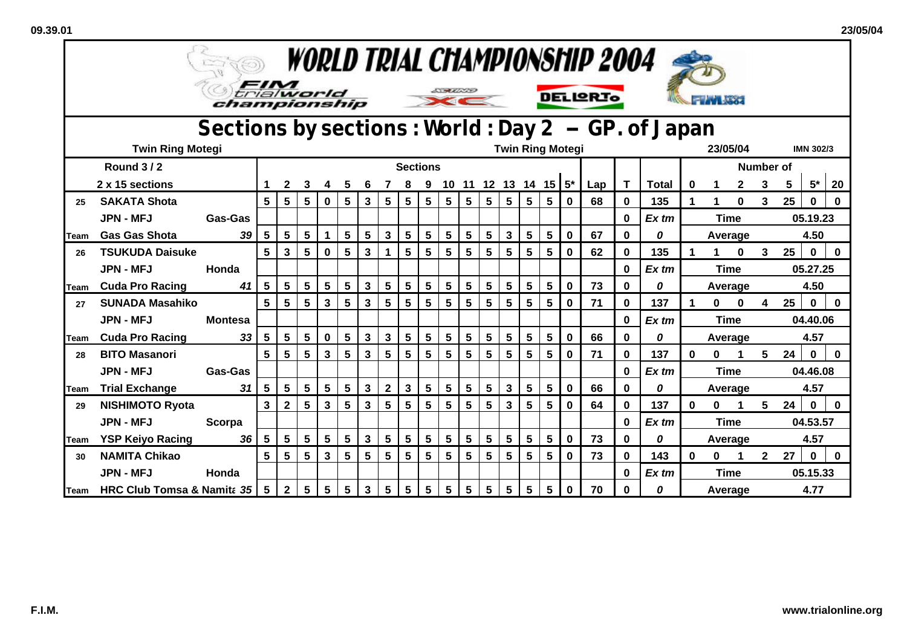# WORLD TRIAL CHAMPIONSHIP 2004

FIM trialworld championship

DELLORTO

## Sections by sections : World : Day 2 – GP. of Japan

**Twin Ring Motegi** — **Twin Ring Motegi** — **23/05/04** — **IMN 302/3**

| | Round 3 / 2 | | Sections | | | | | | | | | | | | | | | | | | | Number of | | | | | | |
|---|---|---|---|---|---|---|---|---|---|---|---|---|---|---|---|---|---|---|---|---|---|---|---|---|---|---|---|---|
| | 2 x 15 sections | | 1 | 2 | 3 | 4 | 5 | 6 | 7 | 8 | 9 | 10 | 11 | 12 | 13 | 14 | 15 | 5* | Lap | T | Total | 0 | 1 | 2 | 3 | 5 | 5* | 20 |
| 25 | SAKATA Shota | | 5 | 5 | 5 | 0 | 5 | 3 | 5 | 5 | 5 | 5 | 5 | 5 | 5 | 5 | 5 | 0 | 68 | 0 | 135 | 1 | 1 | 0 | 3 | 25 | 0 | 0 |
| | JPN - MFJ | Gas-Gas | | | | | | | | | | | | | | | | | | 0 | Ex tm | Time | | | | | 05.19.23 | |
| Team | Gas Gas Shota | 39 | 5 | 5 | 5 | 1 | 5 | 5 | 3 | 5 | 5 | 5 | 5 | 5 | 3 | 5 | 5 | 0 | 67 | 0 | 0 | Average | | | | | 4.50 | |
| 26 | TSUKUDA Daisuke | | 5 | 3 | 5 | 0 | 5 | 3 | 1 | 5 | 5 | 5 | 5 | 5 | 5 | 5 | 5 | 0 | 62 | 0 | 135 | 1 | 1 | 0 | 3 | 25 | 0 | 0 |
| | JPN - MFJ | Honda | | | | | | | | | | | | | | | | | | 0 | Ex tm | Time | | | | | 05.27.25 | |
| Team | Cuda Pro Racing | 41 | 5 | 5 | 5 | 5 | 5 | 3 | 5 | 5 | 5 | 5 | 5 | 5 | 5 | 5 | 5 | 0 | 73 | 0 | 0 | Average | | | | | 4.50 | |
| 27 | SUNADA Masahiko | | 5 | 5 | 5 | 3 | 5 | 3 | 5 | 5 | 5 | 5 | 5 | 5 | 5 | 5 | 5 | 0 | 71 | 0 | 137 | 1 | 0 | 0 | 4 | 25 | 0 | 0 |
| | JPN - MFJ | Montesa | | | | | | | | | | | | | | | | | | 0 | Ex tm | Time | | | | | 04.40.06 | |
| Team | Cuda Pro Racing | 33 | 5 | 5 | 5 | 0 | 5 | 3 | 3 | 5 | 5 | 5 | 5 | 5 | 5 | 5 | 5 | 0 | 66 | 0 | 0 | Average | | | | | 4.57 | |
| 28 | BITO Masanori | | 5 | 5 | 5 | 3 | 5 | 3 | 5 | 5 | 5 | 5 | 5 | 5 | 5 | 5 | 5 | 0 | 71 | 0 | 137 | 0 | 0 | 1 | 5 | 24 | 0 | 0 |
| | JPN - MFJ | Gas-Gas | | | | | | | | | | | | | | | | | | 0 | Ex tm | Time | | | | | 04.46.08 | |
| Team | Trial Exchange | 31 | 5 | 5 | 5 | 5 | 5 | 3 | 2 | 3 | 5 | 5 | 5 | 5 | 3 | 5 | 5 | 0 | 66 | 0 | 0 | Average | | | | | 4.57 | |
| 29 | NISHIMOTO Ryota | | 3 | 2 | 5 | 3 | 5 | 3 | 5 | 5 | 5 | 5 | 5 | 5 | 3 | 5 | 5 | 0 | 64 | 0 | 137 | 0 | 0 | 1 | 5 | 24 | 0 | 0 |
| | JPN - MFJ | Scorpa | | | | | | | | | | | | | | | | | | 0 | Ex tm | Time | | | | | 04.53.57 | |
| Team | YSP Keiyo Racing | 36 | 5 | 5 | 5 | 5 | 5 | 3 | 5 | 5 | 5 | 5 | 5 | 5 | 5 | 5 | 5 | 0 | 73 | 0 | 0 | Average | | | | | 4.57 | |
| 30 | NAMITA Chikao | | 5 | 5 | 5 | 3 | 5 | 5 | 5 | 5 | 5 | 5 | 5 | 5 | 5 | 5 | 5 | 0 | 73 | 0 | 143 | 0 | 0 | 1 | 2 | 27 | 0 | 0 |
| | JPN - MFJ | Honda | | | | | | | | | | | | | | | | | | 0 | Ex tm | Time | | | | | 05.15.33 | |
| Team | HRC Club Tomsa & Namita | 35 | 5 | 2 | 5 | 5 | 5 | 3 | 5 | 5 | 5 | 5 | 5 | 5 | 5 | 5 | 5 | 0 | 70 | 0 | 0 | Average | | | | | 4.77 | |